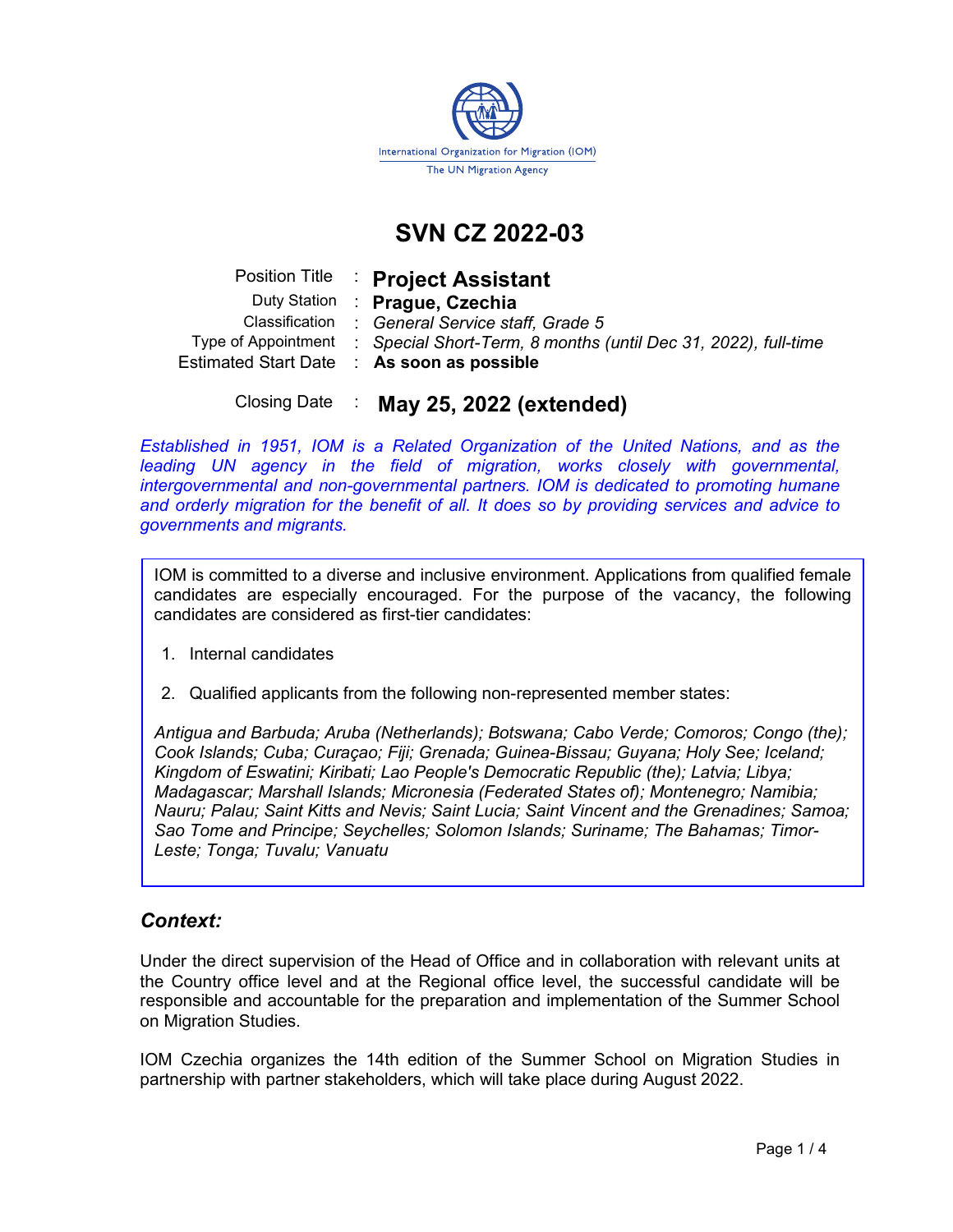International Organization for Migration (IOM)
The UN Migration Agency

# SVN CZ 2022-03

| | | |
|---|---|---|
| Position Title | : | **Project Assistant** |
| Duty Station | : | **Prague, Czechia** |
| Classification | : | *General Service staff, Grade 5* |
| Type of Appointment | : | *Special Short-Term, 8 months (until Dec 31, 2022), full-time* |
| Estimated Start Date | : | **As soon as possible** |
| Closing Date | : | **May 25, 2022 (extended)** |

*Established in 1951, IOM is a Related Organization of the United Nations, and as the leading UN agency in the field of migration, works closely with governmental, intergovernmental and non-governmental partners. IOM is dedicated to promoting humane and orderly migration for the benefit of all. It does so by providing services and advice to governments and migrants.*

IOM is committed to a diverse and inclusive environment. Applications from qualified female candidates are especially encouraged. For the purpose of the vacancy, the following candidates are considered as first-tier candidates:

1. Internal candidates
2. Qualified applicants from the following non-represented member states:

*Antigua and Barbuda; Aruba (Netherlands); Botswana; Cabo Verde; Comoros; Congo (the); Cook Islands; Cuba; Curaçao; Fiji; Grenada; Guinea-Bissau; Guyana; Holy See; Iceland; Kingdom of Eswatini; Kiribati; Lao People's Democratic Republic (the); Latvia; Libya; Madagascar; Marshall Islands; Micronesia (Federated States of); Montenegro; Namibia; Nauru; Palau; Saint Kitts and Nevis; Saint Lucia; Saint Vincent and the Grenadines; Samoa; Sao Tome and Principe; Seychelles; Solomon Islands; Suriname; The Bahamas; Timor-Leste; Tonga; Tuvalu; Vanuatu*

## *Context:*

Under the direct supervision of the Head of Office and in collaboration with relevant units at the Country office level and at the Regional office level, the successful candidate will be responsible and accountable for the preparation and implementation of the Summer School on Migration Studies.

IOM Czechia organizes the 14th edition of the Summer School on Migration Studies in partnership with partner stakeholders, which will take place during August 2022.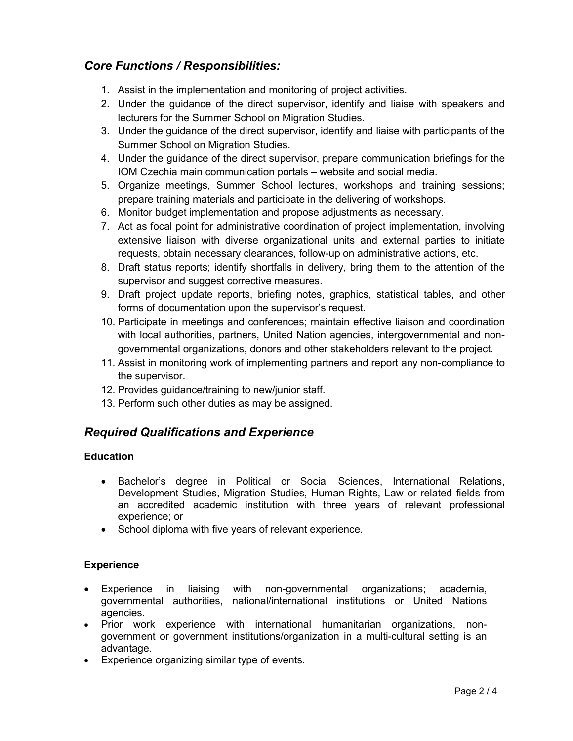## *Core Functions / Responsibilities:*

1. Assist in the implementation and monitoring of project activities.
2. Under the guidance of the direct supervisor, identify and liaise with speakers and lecturers for the Summer School on Migration Studies.
3. Under the guidance of the direct supervisor, identify and liaise with participants of the Summer School on Migration Studies.
4. Under the guidance of the direct supervisor, prepare communication briefings for the IOM Czechia main communication portals – website and social media.
5. Organize meetings, Summer School lectures, workshops and training sessions; prepare training materials and participate in the delivering of workshops.
6. Monitor budget implementation and propose adjustments as necessary.
7. Act as focal point for administrative coordination of project implementation, involving extensive liaison with diverse organizational units and external parties to initiate requests, obtain necessary clearances, follow-up on administrative actions, etc.
8. Draft status reports; identify shortfalls in delivery, bring them to the attention of the supervisor and suggest corrective measures.
9. Draft project update reports, briefing notes, graphics, statistical tables, and other forms of documentation upon the supervisor's request.
10. Participate in meetings and conferences; maintain effective liaison and coordination with local authorities, partners, United Nation agencies, intergovernmental and non-governmental organizations, donors and other stakeholders relevant to the project.
11. Assist in monitoring work of implementing partners and report any non-compliance to the supervisor.
12. Provides guidance/training to new/junior staff.
13. Perform such other duties as may be assigned.

## *Required Qualifications and Experience*

### Education

- Bachelor's degree in Political or Social Sciences, International Relations, Development Studies, Migration Studies, Human Rights, Law or related fields from an accredited academic institution with three years of relevant professional experience; or
- School diploma with five years of relevant experience.

### Experience

- Experience in liaising with non-governmental organizations; academia, governmental authorities, national/international institutions or United Nations agencies.
- Prior work experience with international humanitarian organizations, non-government or government institutions/organization in a multi-cultural setting is an advantage.
- Experience organizing similar type of events.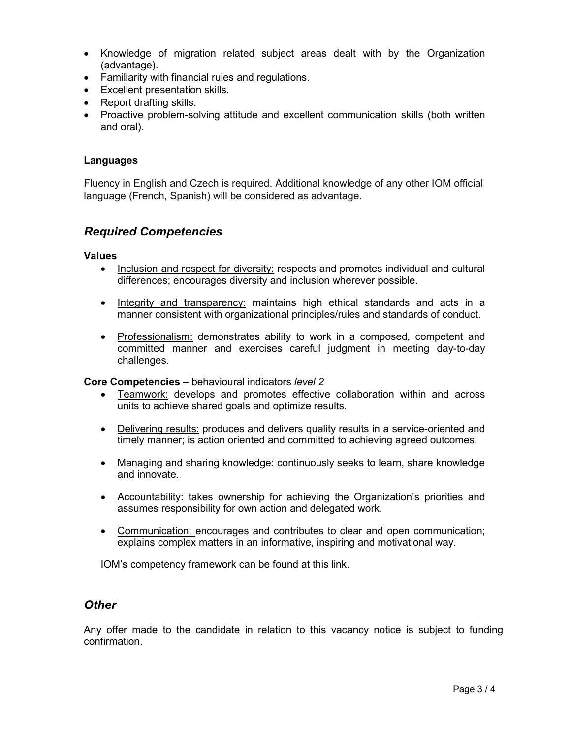- Knowledge of migration related subject areas dealt with by the Organization (advantage).
- Familiarity with financial rules and regulations.
- Excellent presentation skills.
- Report drafting skills.
- Proactive problem-solving attitude and excellent communication skills (both written and oral).

#### Languages

Fluency in English and Czech is required. Additional knowledge of any other IOM official language (French, Spanish) will be considered as advantage.

## *Required Competencies*

**Values**

- Inclusion and respect for diversity: respects and promotes individual and cultural differences; encourages diversity and inclusion wherever possible.
- Integrity and transparency: maintains high ethical standards and acts in a manner consistent with organizational principles/rules and standards of conduct.
- Professionalism: demonstrates ability to work in a composed, competent and committed manner and exercises careful judgment in meeting day-to-day challenges.

**Core Competencies** – behavioural indicators *level 2*

- Teamwork: develops and promotes effective collaboration within and across units to achieve shared goals and optimize results.
- Delivering results: produces and delivers quality results in a service-oriented and timely manner; is action oriented and committed to achieving agreed outcomes.
- Managing and sharing knowledge: continuously seeks to learn, share knowledge and innovate.
- Accountability: takes ownership for achieving the Organization's priorities and assumes responsibility for own action and delegated work.
- Communication: encourages and contributes to clear and open communication; explains complex matters in an informative, inspiring and motivational way.

IOM's competency framework can be found at this link.

## *Other*

Any offer made to the candidate in relation to this vacancy notice is subject to funding confirmation.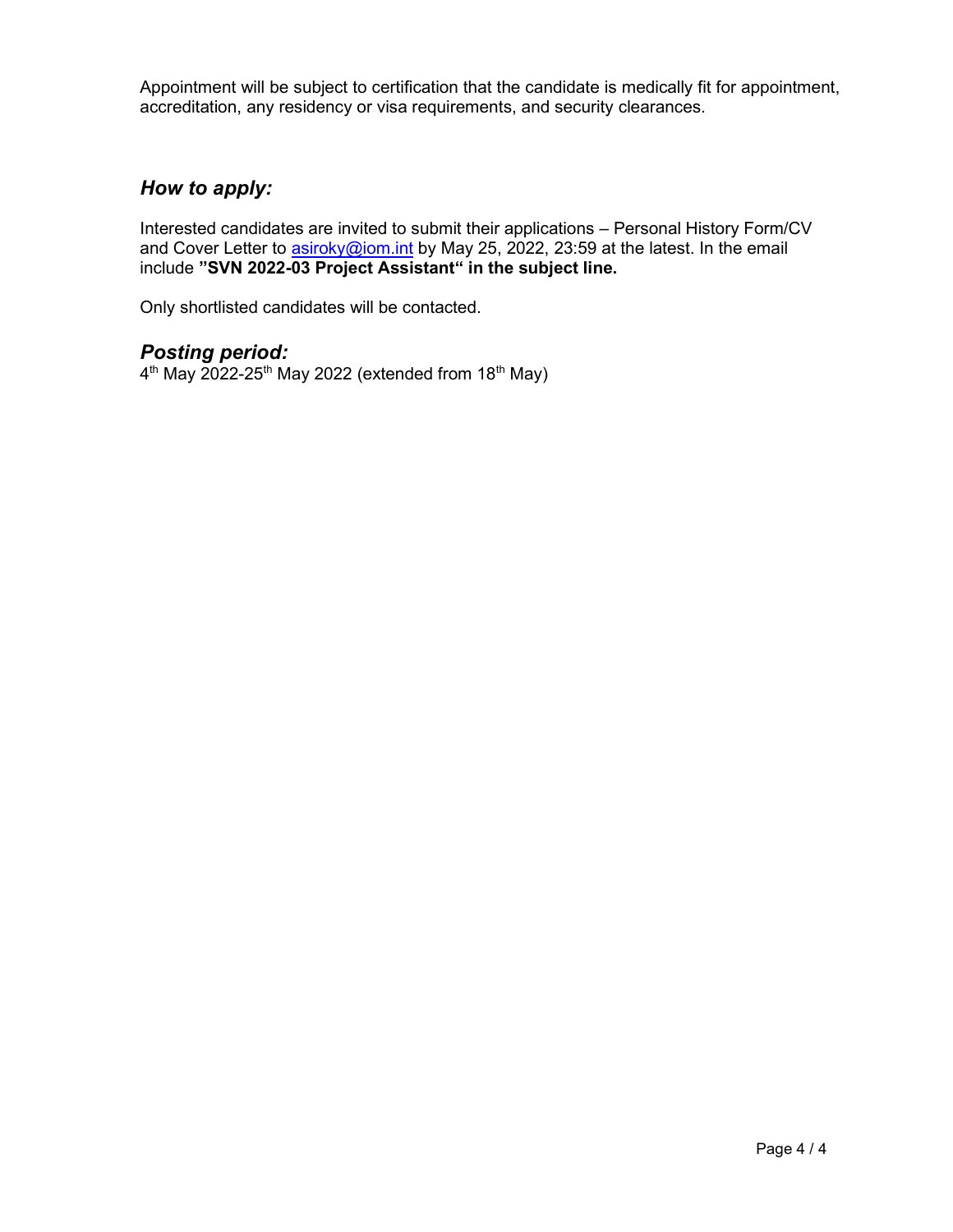Appointment will be subject to certification that the candidate is medically fit for appointment, accreditation, any residency or visa requirements, and security clearances.

## *How to apply:*

Interested candidates are invited to submit their applications – Personal History Form/CV and Cover Letter to asiroky@iom.int by May 25, 2022, 23:59 at the latest. In the email include **"SVN 2022-03 Project Assistant" in the subject line.**

Only shortlisted candidates will be contacted.

## *Posting period:*

4th May 2022-25th May 2022 (extended from 18th May)